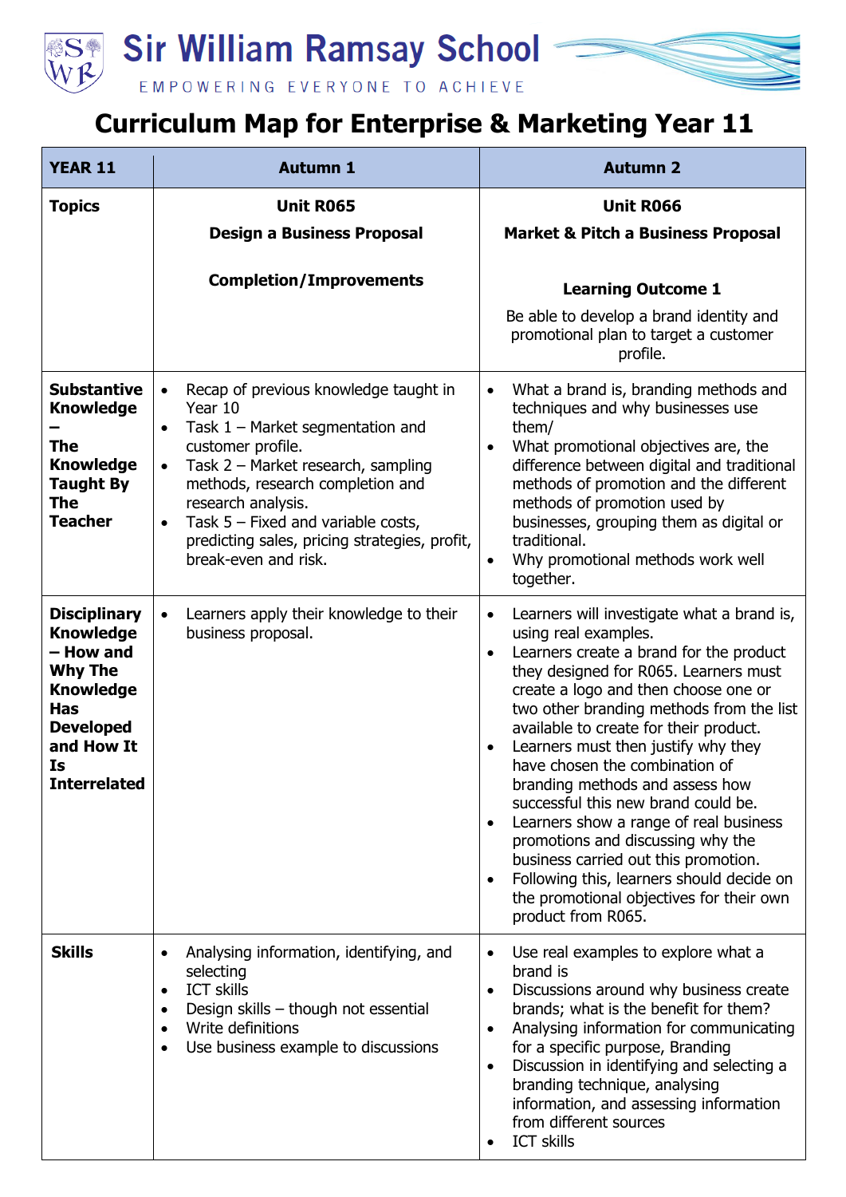# Sir William Ramsay School

EMPOWERING EVERYONE TO ACHIEVE

## Curriculum Map for Enterprise & Marketing Year 11

| YEAR 11 | Autumn 1 | Autumn 2 |
|---|---|---|
| **Topics** | **Unit R065**<br>**Design a Business Proposal**<br><br>**Completion/Improvements** | **Unit R066**<br>**Market & Pitch a Business Proposal**<br><br>**Learning Outcome 1**<br>Be able to develop a brand identity and promotional plan to target a customer profile. |
| **Substantive Knowledge – The Knowledge Taught By The Teacher** | • Recap of previous knowledge taught in Year 10<br>• Task 1 – Market segmentation and customer profile.<br>• Task 2 – Market research, sampling methods, research completion and research analysis.<br>• Task 5 – Fixed and variable costs, predicting sales, pricing strategies, profit, break-even and risk. | • What a brand is, branding methods and techniques and why businesses use them/<br>• What promotional objectives are, the difference between digital and traditional methods of promotion and the different methods of promotion used by businesses, grouping them as digital or traditional.<br>• Why promotional methods work well together. |
| **Disciplinary Knowledge – How and Why The Knowledge Has Developed and How It Is Interrelated** | • Learners apply their knowledge to their business proposal. | • Learners will investigate what a brand is, using real examples.<br>• Learners create a brand for the product they designed for R065. Learners must create a logo and then choose one or two other branding methods from the list available to create for their product.<br>• Learners must then justify why they have chosen the combination of branding methods and assess how successful this new brand could be.<br>• Learners show a range of real business promotions and discussing why the business carried out this promotion.<br>• Following this, learners should decide on the promotional objectives for their own product from R065. |
| **Skills** | • Analysing information, identifying, and selecting<br>• ICT skills<br>• Design skills – though not essential<br>• Write definitions<br>• Use business example to discussions | • Use real examples to explore what a brand is<br>• Discussions around why business create brands; what is the benefit for them?<br>• Analysing information for communicating for a specific purpose, Branding<br>• Discussion in identifying and selecting a branding technique, analysing information, and assessing information from different sources<br>• ICT skills |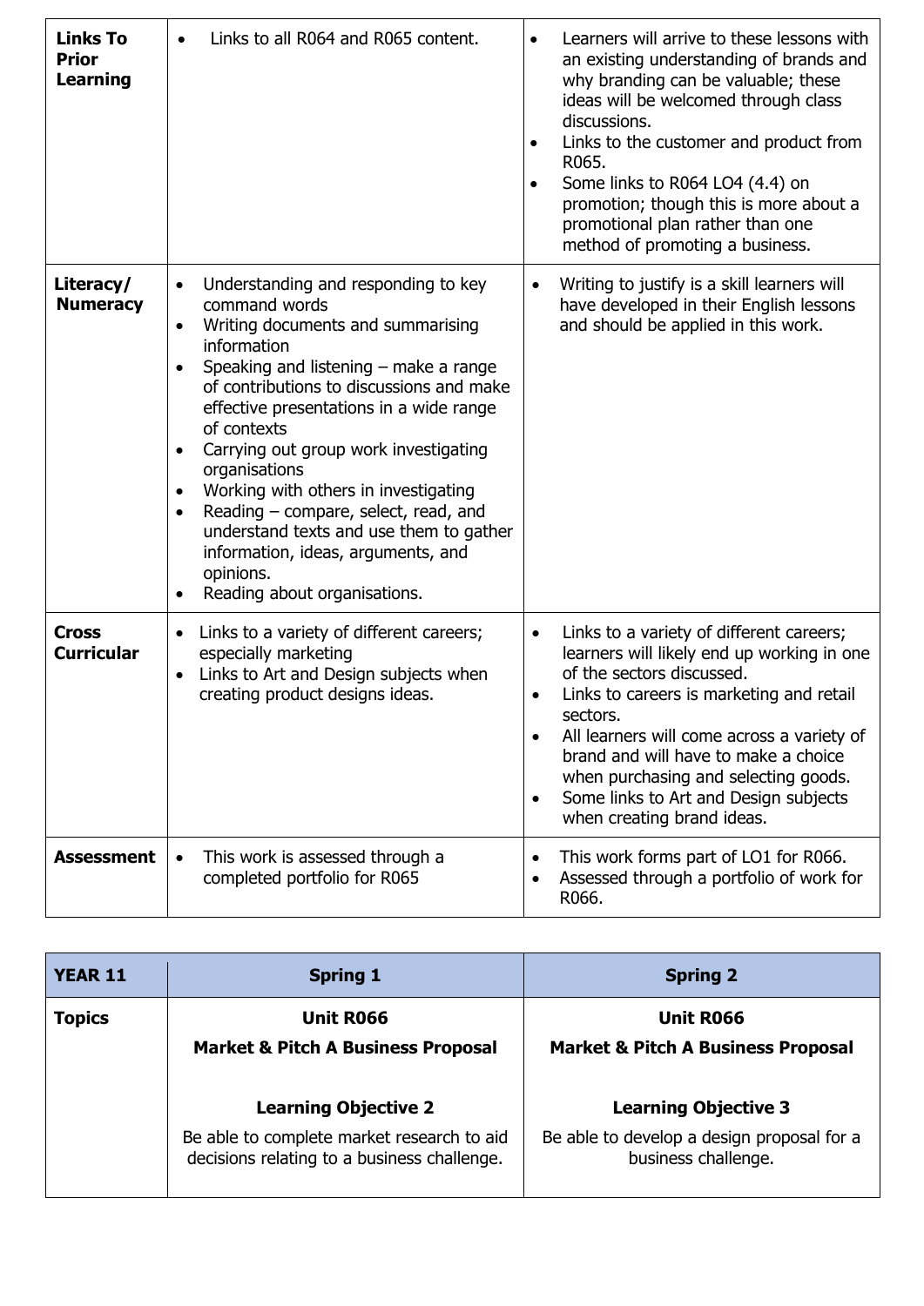| **Links To Prior Learning** | <ul><li>Links to all R064 and R065 content.</li></ul> | <ul><li>Learners will arrive to these lessons with an existing understanding of brands and why branding can be valuable; these ideas will be welcomed through class discussions.</li><li>Links to the customer and product from R065.</li><li>Some links to R064 LO4 (4.4) on promotion; though this is more about a promotional plan rather than one method of promoting a business.</li></ul> |
|---|---|---|
| **Literacy/ Numeracy** | <ul><li>Understanding and responding to key command words</li><li>Writing documents and summarising information</li><li>Speaking and listening – make a range of contributions to discussions and make effective presentations in a wide range of contexts</li><li>Carrying out group work investigating organisations</li><li>Working with others in investigating</li><li>Reading – compare, select, read, and understand texts and use them to gather information, ideas, arguments, and opinions.</li><li>Reading about organisations.</li></ul> | <ul><li>Writing to justify is a skill learners will have developed in their English lessons and should be applied in this work.</li></ul> |
| **Cross Curricular** | <ul><li>Links to a variety of different careers; especially marketing</li><li>Links to Art and Design subjects when creating product designs ideas.</li></ul> | <ul><li>Links to a variety of different careers; learners will likely end up working in one of the sectors discussed.</li><li>Links to careers is marketing and retail sectors.</li><li>All learners will come across a variety of brand and will have to make a choice when purchasing and selecting goods.</li><li>Some links to Art and Design subjects when creating brand ideas.</li></ul> |
| **Assessment** | <ul><li>This work is assessed through a completed portfolio for R065</li></ul> | <ul><li>This work forms part of LO1 for R066.</li><li>Assessed through a portfolio of work for R066.</li></ul> |

| **YEAR 11** | **Spring 1** | **Spring 2** |
|---|---|---|
| **Topics** | **Unit R066**<br>**Market & Pitch A Business Proposal**<br><br>**Learning Objective 2**<br>Be able to complete market research to aid decisions relating to a business challenge. | **Unit R066**<br>**Market & Pitch A Business Proposal**<br><br>**Learning Objective 3**<br>Be able to develop a design proposal for a business challenge. |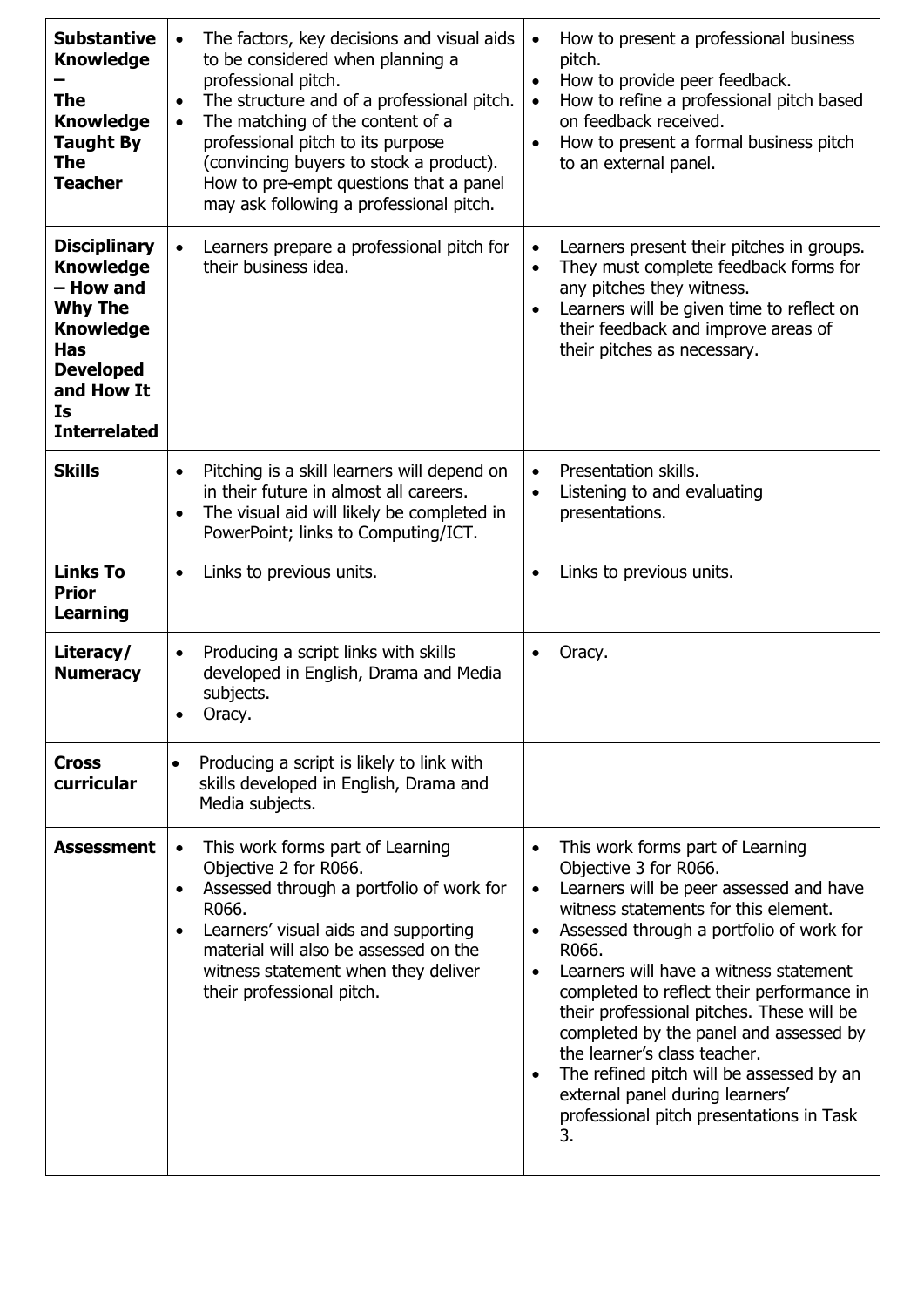| | | |
|---|---|---|
| **Substantive Knowledge – The Knowledge Taught By The Teacher** | • The factors, key decisions and visual aids to be considered when planning a professional pitch.<br>• The structure and of a professional pitch.<br>• The matching of the content of a professional pitch to its purpose (convincing buyers to stock a product). How to pre-empt questions that a panel may ask following a professional pitch. | • How to present a professional business pitch.<br>• How to provide peer feedback.<br>• How to refine a professional pitch based on feedback received.<br>• How to present a formal business pitch to an external panel. |
| **Disciplinary Knowledge – How and Why The Knowledge Has Developed and How It Is Interrelated** | • Learners prepare a professional pitch for their business idea. | • Learners present their pitches in groups.<br>• They must complete feedback forms for any pitches they witness.<br>• Learners will be given time to reflect on their feedback and improve areas of their pitches as necessary. |
| **Skills** | • Pitching is a skill learners will depend on in their future in almost all careers.<br>• The visual aid will likely be completed in PowerPoint; links to Computing/ICT. | • Presentation skills.<br>• Listening to and evaluating presentations. |
| **Links To Prior Learning** | • Links to previous units. | • Links to previous units. |
| **Literacy/ Numeracy** | • Producing a script links with skills developed in English, Drama and Media subjects.<br>• Oracy. | • Oracy. |
| **Cross curricular** | • Producing a script is likely to link with skills developed in English, Drama and Media subjects. | |
| **Assessment** | • This work forms part of Learning Objective 2 for R066.<br>• Assessed through a portfolio of work for R066.<br>• Learners' visual aids and supporting material will also be assessed on the witness statement when they deliver their professional pitch. | • This work forms part of Learning Objective 3 for R066.<br>• Learners will be peer assessed and have witness statements for this element.<br>• Assessed through a portfolio of work for R066.<br>• Learners will have a witness statement completed to reflect their performance in their professional pitches. These will be completed by the panel and assessed by the learner's class teacher.<br>• The refined pitch will be assessed by an external panel during learners' professional pitch presentations in Task 3. |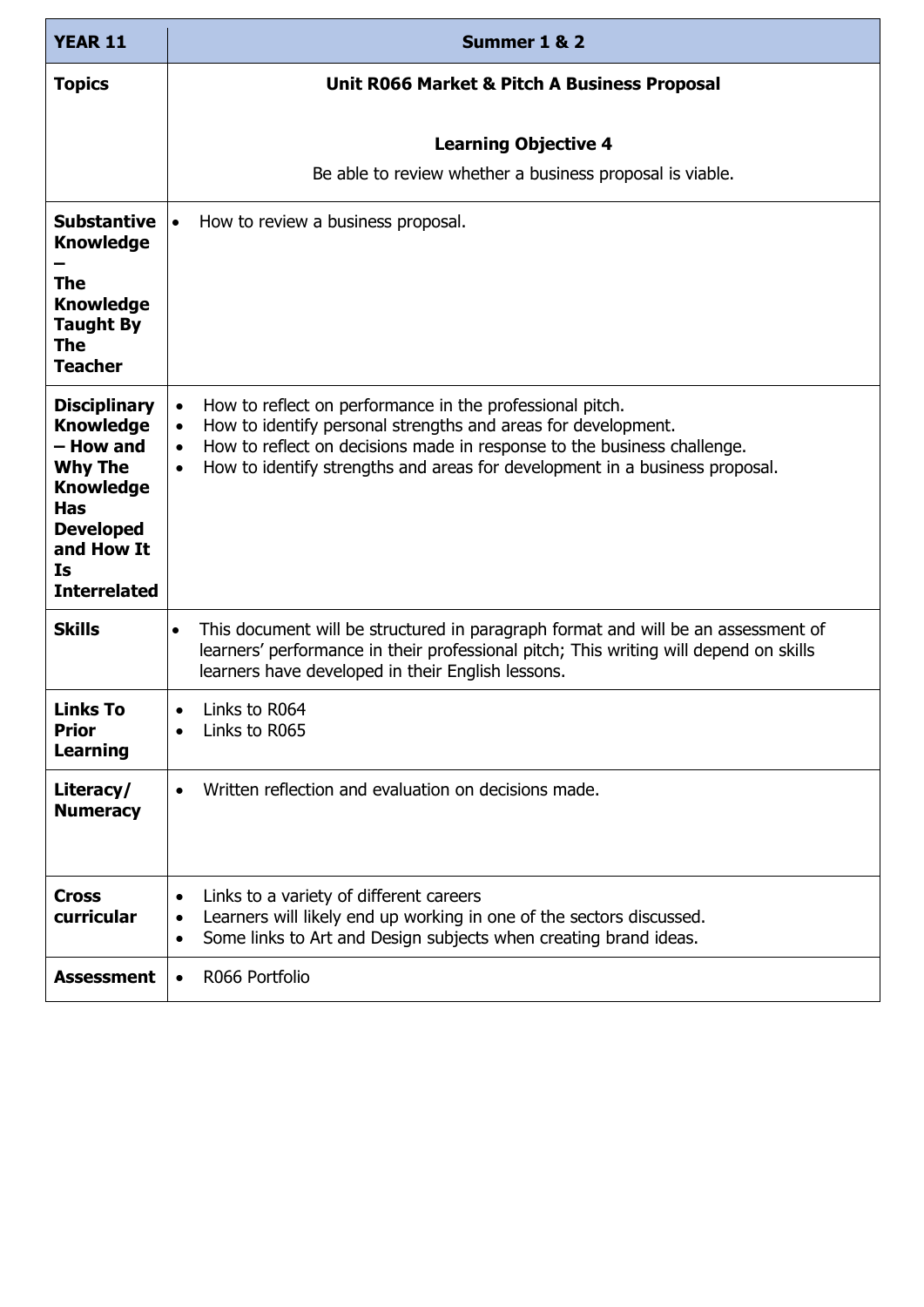| YEAR 11 | Summer 1 & 2 |
| --- | --- |
| **Topics** | **Unit R066 Market & Pitch A Business Proposal**<br><br>**Learning Objective 4**<br>Be able to review whether a business proposal is viable. |
| **Substantive Knowledge – The Knowledge Taught By The Teacher** | • How to review a business proposal. |
| **Disciplinary Knowledge – How and Why The Knowledge Has Developed and How It Is Interrelated** | • How to reflect on performance in the professional pitch.<br>• How to identify personal strengths and areas for development.<br>• How to reflect on decisions made in response to the business challenge.<br>• How to identify strengths and areas for development in a business proposal. |
| **Skills** | • This document will be structured in paragraph format and will be an assessment of learners' performance in their professional pitch; This writing will depend on skills learners have developed in their English lessons. |
| **Links To Prior Learning** | • Links to R064<br>• Links to R065 |
| **Literacy/ Numeracy** | • Written reflection and evaluation on decisions made. |
| **Cross curricular** | • Links to a variety of different careers<br>• Learners will likely end up working in one of the sectors discussed.<br>• Some links to Art and Design subjects when creating brand ideas. |
| **Assessment** | • R066 Portfolio |